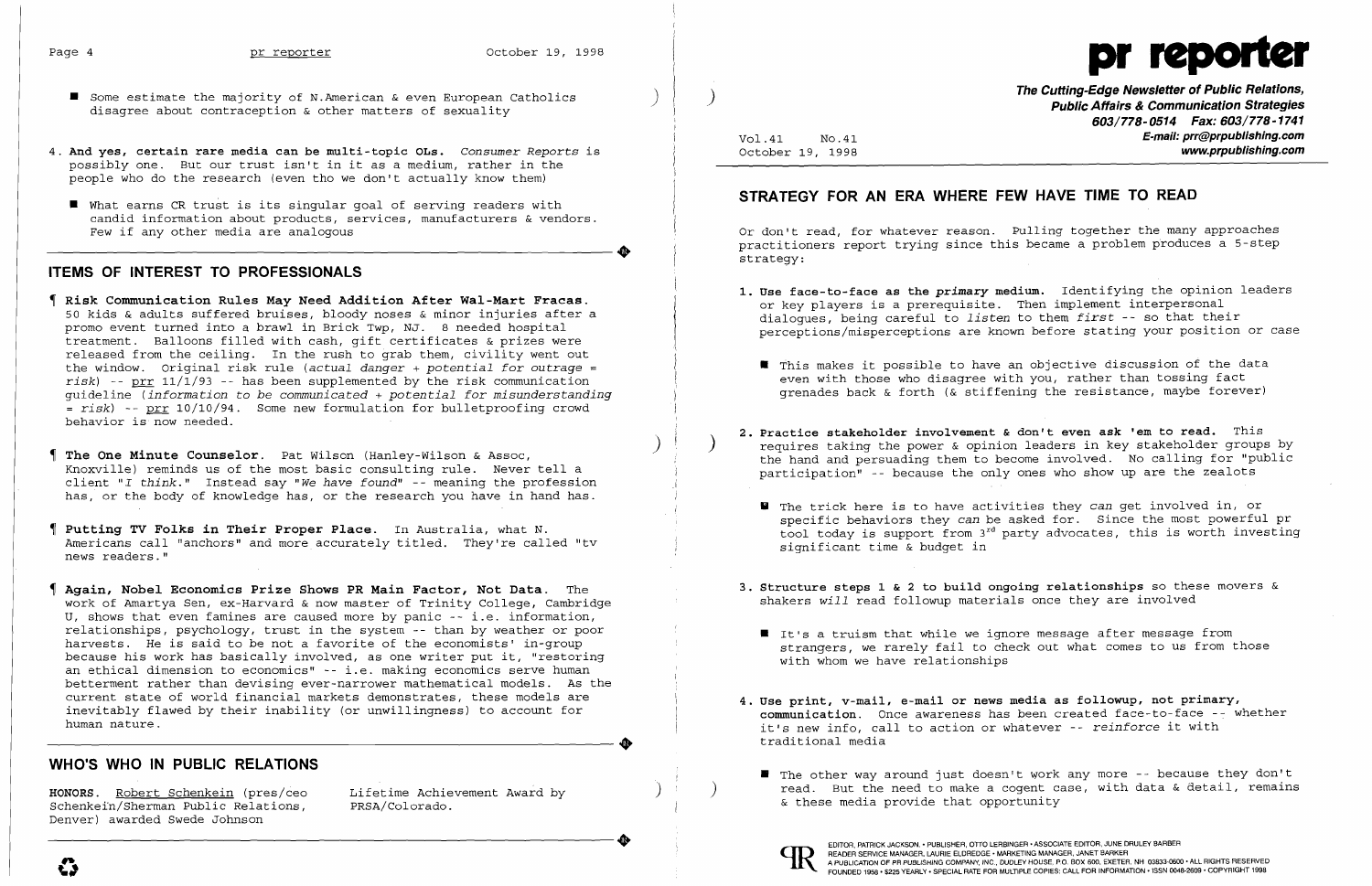- Some estimate the majority of N.American & even European Catholics disagree about contraception & other matters of sexuality

4. **And yes, certain rare media can be multi-topic OLs.** *Consumer Reports* is possibly one. But our trust isn't in it as a medium, rather in the people who do the research (even tho we don't actually know them)

   - What earns CR trust is its singular goal of serving readers with candid information about products, services, manufacturers & vendors. Few if any other media are analogous

## ITEMS OF INTEREST TO PROFESSIONALS

¶ **Risk Communication Rules May Need Addition After Wal-Mart Fracas.** 50 kids & adults suffered bruises, bloody noses & minor injuries after a promo event turned into a brawl in Brick Twp, NJ. 8 needed hospital treatment. Balloons filled with cash, gift certificates & prizes were released from the ceiling. In the rush to grab them, civility went out the window. Original risk rule (*actual danger + potential for outrage = risk*) -- prr 11/1/93 -- has been supplemented by the risk communication guideline (*information to be communicated + potential for misunderstanding = risk*) -- prr 10/10/94. Some new formulation for bulletproofing crowd behavior is now needed.

¶ **The One Minute Counselor.** Pat Wilson (Hanley-Wilson & Assoc, Knoxville) reminds us of the most basic consulting rule. Never tell a client "*I think.*" Instead say "*We have found*" -- meaning the profession has, or the body of knowledge has, or the research you have in hand has.

¶ **Putting TV Folks in Their Proper Place.** In Australia, what N. Americans call "anchors" and more accurately titled. They're called "tv news readers."

¶ **Again, Nobel Economics Prize Shows PR Main Factor, Not Data.** The work of Amartya Sen, ex-Harvard & now master of Trinity College, Cambridge U, shows that even famines are caused more by panic -- i.e. information, relationships, psychology, trust in the system -- than by weather or poor harvests. He is said to be not a favorite of the economists' in-group because his work has basically involved, as one writer put it, "restoring an ethical dimension to economics" -- i.e. making economics serve human betterment rather than devising ever-narrower mathematical models. As the current state of world financial markets demonstrates, these models are inevitably flawed by their inability (or unwillingness) to account for human nature.

## WHO'S WHO IN PUBLIC RELATIONS

**HONORS.** Robert Schenkein (pres/ceo Schenkein/Sherman Public Relations, Denver) awarded Swede Johnson Lifetime Achievement Award by PRSA/Colorado.

# pr reporter

**The Cutting-Edge Newsletter of Public Relations, Public Affairs & Communication Strategies**
**603/778-0514 Fax: 603/778-1741**
**E-mail: prr@prpublishing.com**
**www.prpublishing.com**

Vol.41 No.41
October 19, 1998

## STRATEGY FOR AN ERA WHERE FEW HAVE TIME TO READ

Or don't read, for whatever reason. Pulling together the many approaches practitioners report trying since this became a problem produces a 5-step strategy:

1. **Use face-to-face as the *primary* medium.** Identifying the opinion leaders or key players is a prerequisite. Then implement interpersonal dialogues, being careful to *listen* to them *first* -- so that their perceptions/misperceptions are known before stating your position or case

   - This makes it possible to have an objective discussion of the data even with those who disagree with you, rather than tossing fact grenades back & forth (& stiffening the resistance, maybe forever)

2. **Practice stakeholder involvement & don't even ask 'em to read.** This requires taking the power & opinion leaders in key stakeholder groups by the hand and persuading them to become involved. No calling for "public participation" -- because the only ones who show up are the zealots

   - The trick here is to have activities they *can* get involved in, or specific behaviors they *can* be asked for. Since the most powerful pr tool today is support from 3rd party advocates, this is worth investing significant time & budget in

3. **Structure steps 1 & 2 to build ongoing relationships** so these movers & shakers *will* read followup materials once they are involved

   - It's a truism that while we ignore message after message from strangers, we rarely fail to check out what comes to us from those with whom we have relationships

4. **Use print, v-mail, e-mail or news media as followup, not primary, communication.** Once awareness has been created face-to-face -- whether it's new info, call to action or whatever -- *reinforce* it with traditional media

   - The other way around just doesn't work any more -- because they don't read. But the need to make a cogent case, with data & detail, remains & these media provide that opportunity

EDITOR, PATRICK JACKSON • PUBLISHER, OTTO LERBINGER • ASSOCIATE EDITOR, JUNE DRULEY BARBER
READER SERVICE MANAGER, LAURIE ELDREDGE • MARKETING MANAGER, JANET BARKER
A PUBLICATION OF PR PUBLISHING COMPANY, INC., DUDLEY HOUSE, P.O. BOX 600, EXETER, NH 03833-0600 • ALL RIGHTS RESERVED
FOUNDED 1958 • $225 YEARLY • SPECIAL RATE FOR MULTIPLE COPIES: CALL FOR INFORMATION • ISSN 0048-2609 • COPYRIGHT 1998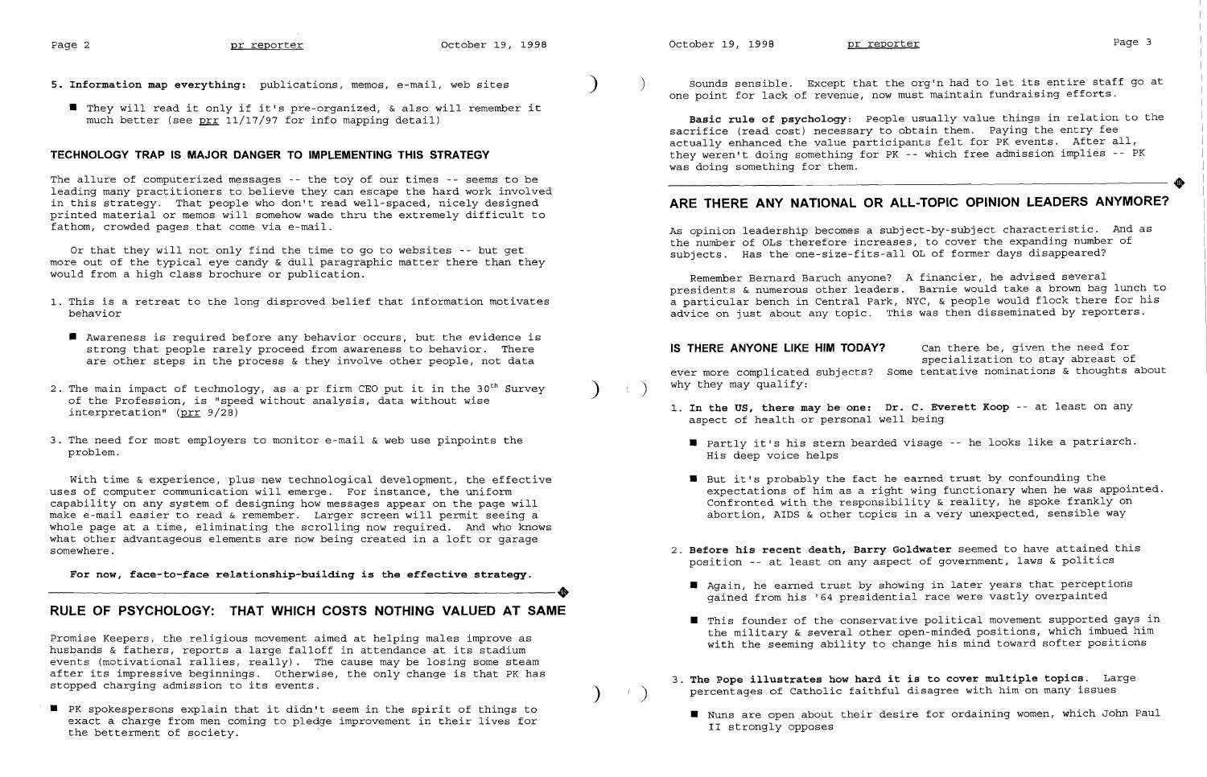**5. Information map everything:** publications, memos, e-mail, web sites

- They will read it only if it's pre-organized, & also will remember it much better (see prr 11/17/97 for info mapping detail)

## TECHNOLOGY TRAP IS MAJOR DANGER TO IMPLEMENTING THIS STRATEGY

The allure of computerized messages -- the toy of our times -- seems to be leading many practitioners to believe they can escape the hard work involved in this strategy. That people who don't read well-spaced, nicely designed printed material or memos will somehow wade thru the extremely difficult to fathom, crowded pages that come via e-mail.

Or that they will not only find the time to go to websites -- but get more out of the typical eye candy & dull paragraphic matter there than they would from a high class brochure or publication.

1. This is a retreat to the long disproved belief that information motivates behavior
   - Awareness is required before any behavior occurs, but the evidence is strong that people rarely proceed from awareness to behavior. There are other steps in the process & they involve other people, not data
2. The main impact of technology, as a pr firm CEO put it in the 30th Survey of the Profession, is "speed without analysis, data without wise interpretation" (prr 9/28)
3. The need for most employers to monitor e-mail & web use pinpoints the problem.

With time & experience, plus new technological development, the effective uses of computer communication will emerge. For instance, the uniform capability on any system of designing how messages appear on the page will make e-mail easier to read & remember. Larger screen will permit seeing a whole page at a time, eliminating the scrolling now required. And who knows what other advantageous elements are now being created in a loft or garage somewhere.

**For now, face-to-face relationship-building is the effective strategy.**

## RULE OF PSYCHOLOGY: THAT WHICH COSTS NOTHING VALUED AT SAME

Promise Keepers, the religious movement aimed at helping males improve as husbands & fathers, reports a large falloff in attendance at its stadium events (motivational rallies, really). The cause may be losing some steam after its impressive beginnings. Otherwise, the only change is that PK has stopped charging admission to its events.

- PK spokespersons explain that it didn't seem in the spirit of things to exact a charge from men coming to pledge improvement in their lives for the betterment of society.

Sounds sensible. Except that the org'n had to let its entire staff go at one point for lack of revenue, now must maintain fundraising efforts.

**Basic rule of psychology**: People usually value things in relation to the sacrifice (read cost) necessary to obtain them. Paying the entry fee actually enhanced the value participants felt for PK events. After all, they weren't doing something for PK -- which free admission implies -- PK was doing something for them.

## ARE THERE ANY NATIONAL OR ALL-TOPIC OPINION LEADERS ANYMORE?

As opinion leadership becomes a subject-by-subject characteristic. And as the number of OLs therefore increases, to cover the expanding number of subjects. Has the one-size-fits-all OL of former days disappeared?

Remember Bernard Baruch anyone? A financier, he advised several presidents & numerous other leaders. Barnie would take a brown bag lunch to a particular bench in Central Park, NYC, & people would flock there for his advice on just about any topic. This was then disseminated by reporters.

**IS THERE ANYONE LIKE HIM TODAY?** Can there be, given the need for specialization to stay abreast of ever more complicated subjects? Some tentative nominations & thoughts about why they may qualify:

1. **In the US, there may be one: Dr. C. Everett Koop** -- at least on any aspect of health or personal well being
   - Partly it's his stern bearded visage -- he looks like a patriarch. His deep voice helps
   - But it's probably the fact he earned trust by confounding the expectations of him as a right wing functionary when he was appointed. Confronted with the responsibility & reality, he spoke frankly on abortion, AIDS & other topics in a very unexpected, sensible way
2. **Before his recent death, Barry Goldwater** seemed to have attained this position -- at least on any aspect of government, laws & politics
   - Again, he earned trust by showing in later years that perceptions gained from his '64 presidential race were vastly overpainted
   - This founder of the conservative political movement supported gays in the military & several other open-minded positions, which imbued him with the seeming ability to change his mind toward softer positions
3. **The Pope illustrates how hard it is to cover multiple topics**. Large percentages of Catholic faithful disagree with him on many issues
   - Nuns are open about their desire for ordaining women, which John Paul II strongly opposes